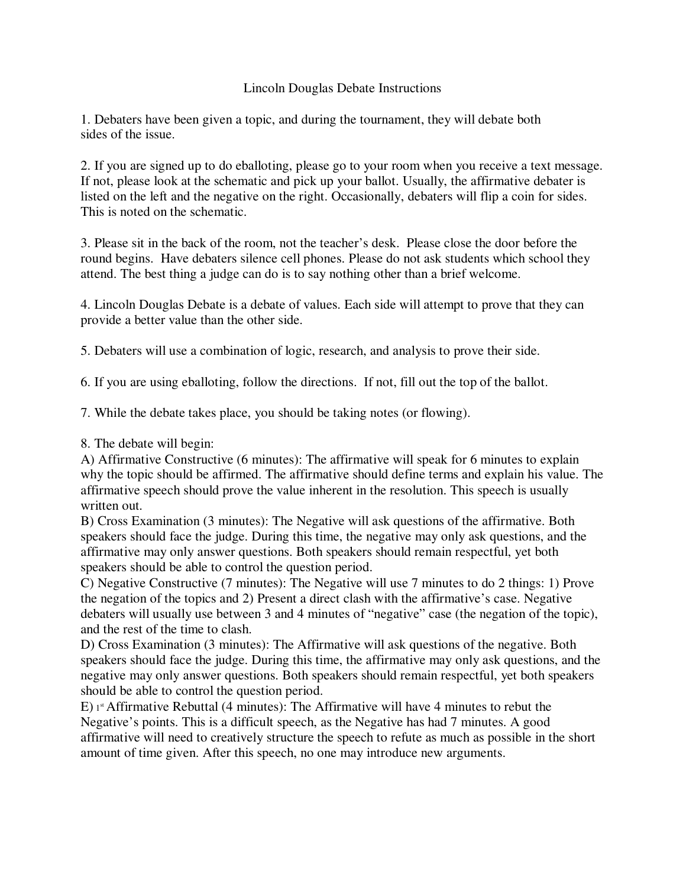# Lincoln Douglas Debate Instructions

1. Debaters have been given a topic, and during the tournament, they will debate both sides of the issue.

2. If you are signed up to do eballoting, please go to your room when you receive a text message. If not, please look at the schematic and pick up your ballot. Usually, the affirmative debater is listed on the left and the negative on the right. Occasionally, debaters will flip a coin for sides. This is noted on the schematic.

3. Please sit in the back of the room, not the teacher's desk. Please close the door before the round begins. Have debaters silence cell phones. Please do not ask students which school they attend. The best thing a judge can do is to say nothing other than a brief welcome.

4. Lincoln Douglas Debate is a debate of values. Each side will attempt to prove that they can provide a better value than the other side.

5. Debaters will use a combination of logic, research, and analysis to prove their side.

6. If you are using eballoting, follow the directions. If not, fill out the top of the ballot.

7. While the debate takes place, you should be taking notes (or flowing).

8. The debate will begin:

A) Affirmative Constructive (6 minutes): The affirmative will speak for 6 minutes to explain why the topic should be affirmed. The affirmative should define terms and explain his value. The affirmative speech should prove the value inherent in the resolution. This speech is usually written out.

B) Cross Examination (3 minutes): The Negative will ask questions of the affirmative. Both speakers should face the judge. During this time, the negative may only ask questions, and the affirmative may only answer questions. Both speakers should remain respectful, yet both speakers should be able to control the question period.

C) Negative Constructive (7 minutes): The Negative will use 7 minutes to do 2 things: 1) Prove the negation of the topics and 2) Present a direct clash with the affirmative's case. Negative debaters will usually use between 3 and 4 minutes of "negative" case (the negation of the topic), and the rest of the time to clash.

D) Cross Examination (3 minutes): The Affirmative will ask questions of the negative. Both speakers should face the judge. During this time, the affirmative may only ask questions, and the negative may only answer questions. Both speakers should remain respectful, yet both speakers should be able to control the question period.

E) 1st Affirmative Rebuttal (4 minutes): The Affirmative will have 4 minutes to rebut the Negative's points. This is a difficult speech, as the Negative has had 7 minutes. A good affirmative will need to creatively structure the speech to refute as much as possible in the short amount of time given. After this speech, no one may introduce new arguments.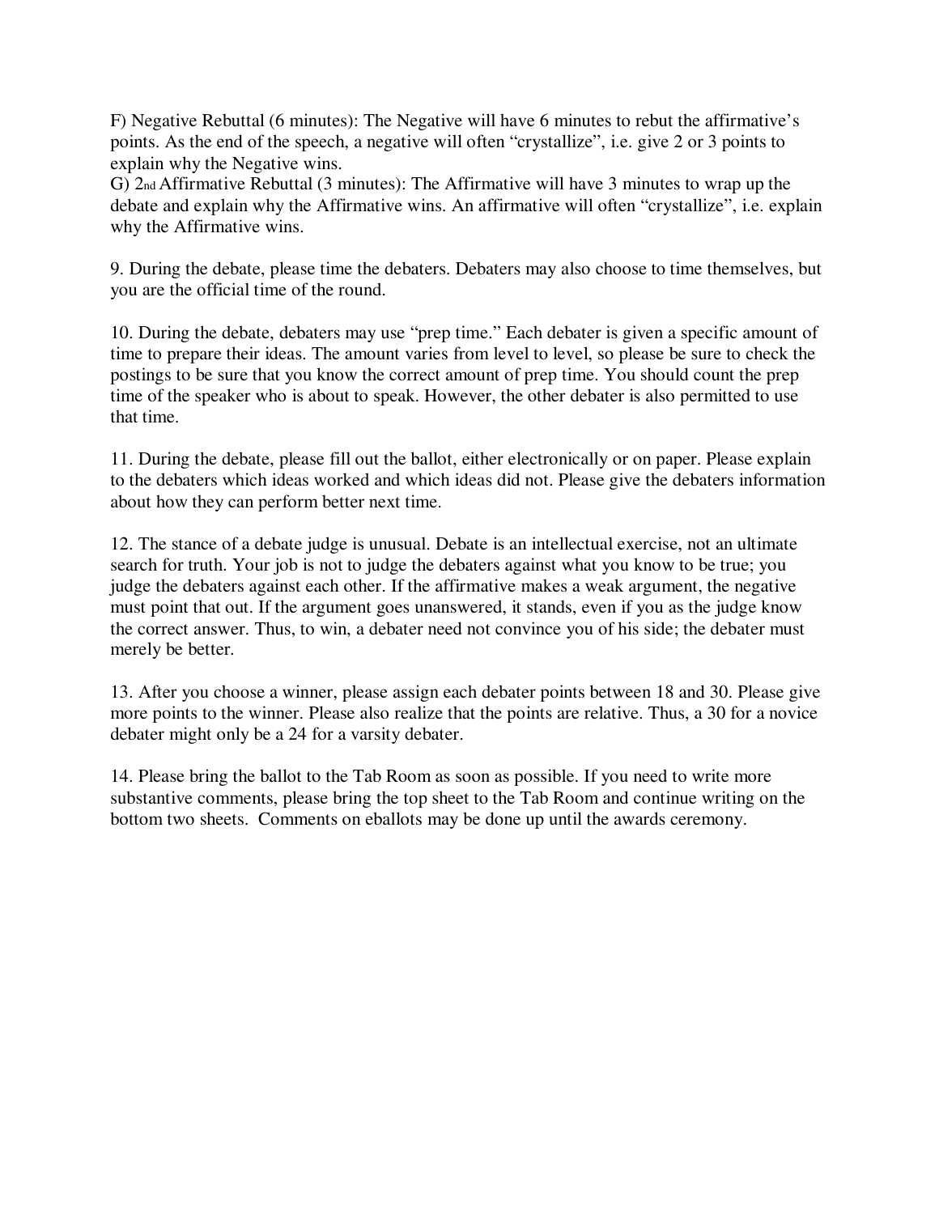F) Negative Rebuttal (6 minutes): The Negative will have 6 minutes to rebut the affirmative's points. As the end of the speech, a negative will often "crystallize", i.e. give 2 or 3 points to explain why the Negative wins.

G) 2nd Affirmative Rebuttal (3 minutes): The Affirmative will have 3 minutes to wrap up the debate and explain why the Affirmative wins. An affirmative will often "crystallize", i.e. explain why the Affirmative wins.

9. During the debate, please time the debaters. Debaters may also choose to time themselves, but you are the official time of the round.

10. During the debate, debaters may use "prep time." Each debater is given a specific amount of time to prepare their ideas. The amount varies from level to level, so please be sure to check the postings to be sure that you know the correct amount of prep time. You should count the prep time of the speaker who is about to speak. However, the other debater is also permitted to use that time.

11. During the debate, please fill out the ballot, either electronically or on paper. Please explain to the debaters which ideas worked and which ideas did not. Please give the debaters information about how they can perform better next time.

12. The stance of a debate judge is unusual. Debate is an intellectual exercise, not an ultimate search for truth. Your job is not to judge the debaters against what you know to be true; you judge the debaters against each other. If the affirmative makes a weak argument, the negative must point that out. If the argument goes unanswered, it stands, even if you as the judge know the correct answer. Thus, to win, a debater need not convince you of his side; the debater must merely be better.

13. After you choose a winner, please assign each debater points between 18 and 30. Please give more points to the winner. Please also realize that the points are relative. Thus, a 30 for a novice debater might only be a 24 for a varsity debater.

14. Please bring the ballot to the Tab Room as soon as possible. If you need to write more substantive comments, please bring the top sheet to the Tab Room and continue writing on the bottom two sheets. Comments on eballots may be done up until the awards ceremony.